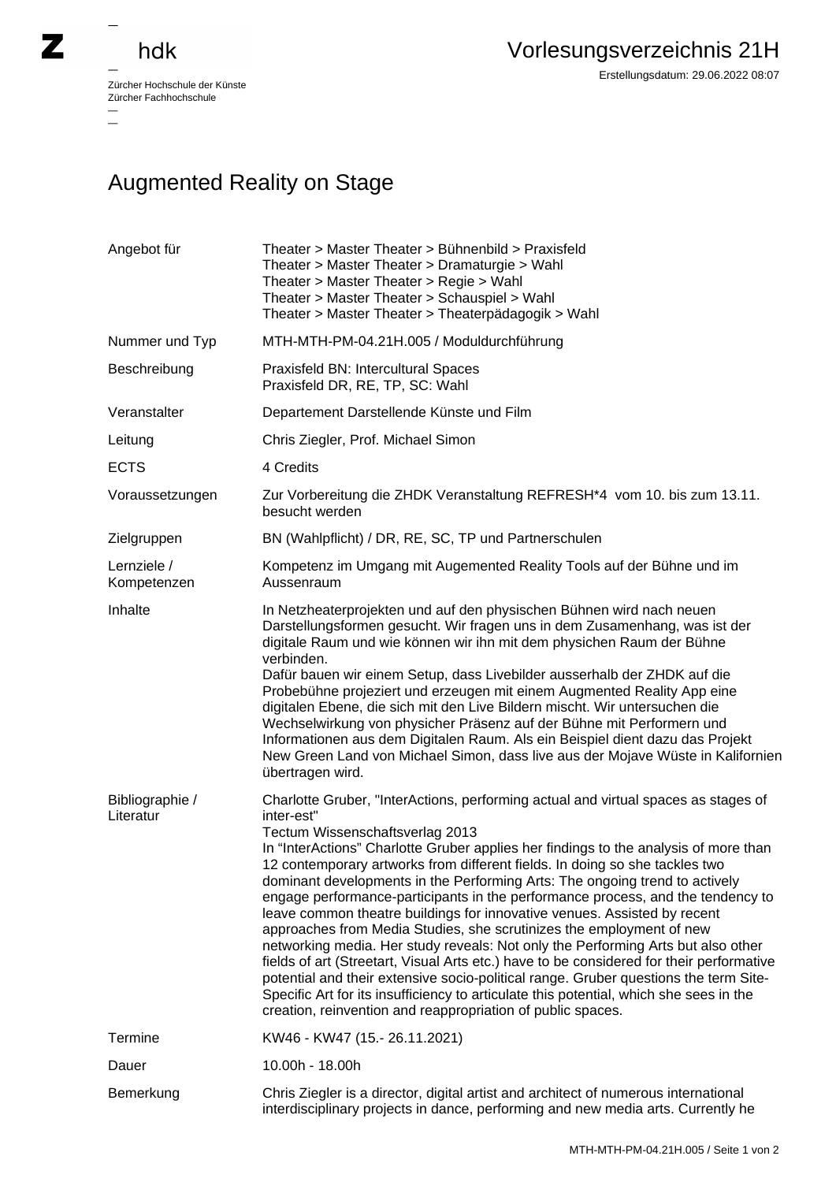# Augmented Reality on Stage

| | |
|---|---|
| Angebot für | Theater > Master Theater > Bühnenbild > Praxisfeld<br>Theater > Master Theater > Dramaturgie > Wahl<br>Theater > Master Theater > Regie > Wahl<br>Theater > Master Theater > Schauspiel > Wahl<br>Theater > Master Theater > Theaterpädagogik > Wahl |
| Nummer und Typ | MTH-MTH-PM-04.21H.005 / Moduldurchführung |
| Beschreibung | Praxisfeld BN: Intercultural Spaces<br>Praxisfeld DR, RE, TP, SC: Wahl |
| Veranstalter | Departement Darstellende Künste und Film |
| Leitung | Chris Ziegler, Prof. Michael Simon |
| ECTS | 4 Credits |
| Voraussetzungen | Zur Vorbereitung die ZHDK Veranstaltung REFRESH*4 vom 10. bis zum 13.11. besucht werden |
| Zielgruppen | BN (Wahlpflicht) / DR, RE, SC, TP und Partnerschulen |
| Lernziele / Kompetenzen | Kompetenz im Umgang mit Augemented Reality Tools auf der Bühne und im Aussenraum |
| Inhalte | In Netzheaterprojekten und auf den physischen Bühnen wird nach neuen Darstellungsformen gesucht. Wir fragen uns in dem Zusamenhang, was ist der digitale Raum und wie können wir ihn mit dem physichen Raum der Bühne verbinden.<br>Dafür bauen wir einem Setup, dass Livebilder ausserhalb der ZHDK auf die Probebühne projeziert und erzeugen mit einem Augmented Reality App eine digitalen Ebene, die sich mit den Live Bildern mischt. Wir untersuchen die Wechselwirkung von physicher Präsenz auf der Bühne mit Performern und Informationen aus dem Digitalen Raum. Als ein Beispiel dient dazu das Projekt New Green Land von Michael Simon, dass live aus der Mojave Wüste in Kalifornien übertragen wird. |
| Bibliographie / Literatur | Charlotte Gruber, "InterActions, performing actual and virtual spaces as stages of inter-est"<br>Tectum Wissenschaftsverlag 2013<br>In “InterActions” Charlotte Gruber applies her findings to the analysis of more than 12 contemporary artworks from different fields. In doing so she tackles two dominant developments in the Performing Arts: The ongoing trend to actively engage performance-participants in the performance process, and the tendency to leave common theatre buildings for innovative venues. Assisted by recent approaches from Media Studies, she scrutinizes the employment of new networking media. Her study reveals: Not only the Performing Arts but also other fields of art (Streetart, Visual Arts etc.) have to be considered for their performative potential and their extensive socio-political range. Gruber questions the term Site-Specific Art for its insufficiency to articulate this potential, which she sees in the creation, reinvention and reappropriation of public spaces. |
| Termine | KW46 - KW47 (15.- 26.11.2021) |
| Dauer | 10.00h - 18.00h |
| Bemerkung | Chris Ziegler is a director, digital artist and architect of numerous international interdisciplinary projects in dance, performing and new media arts. Currently he |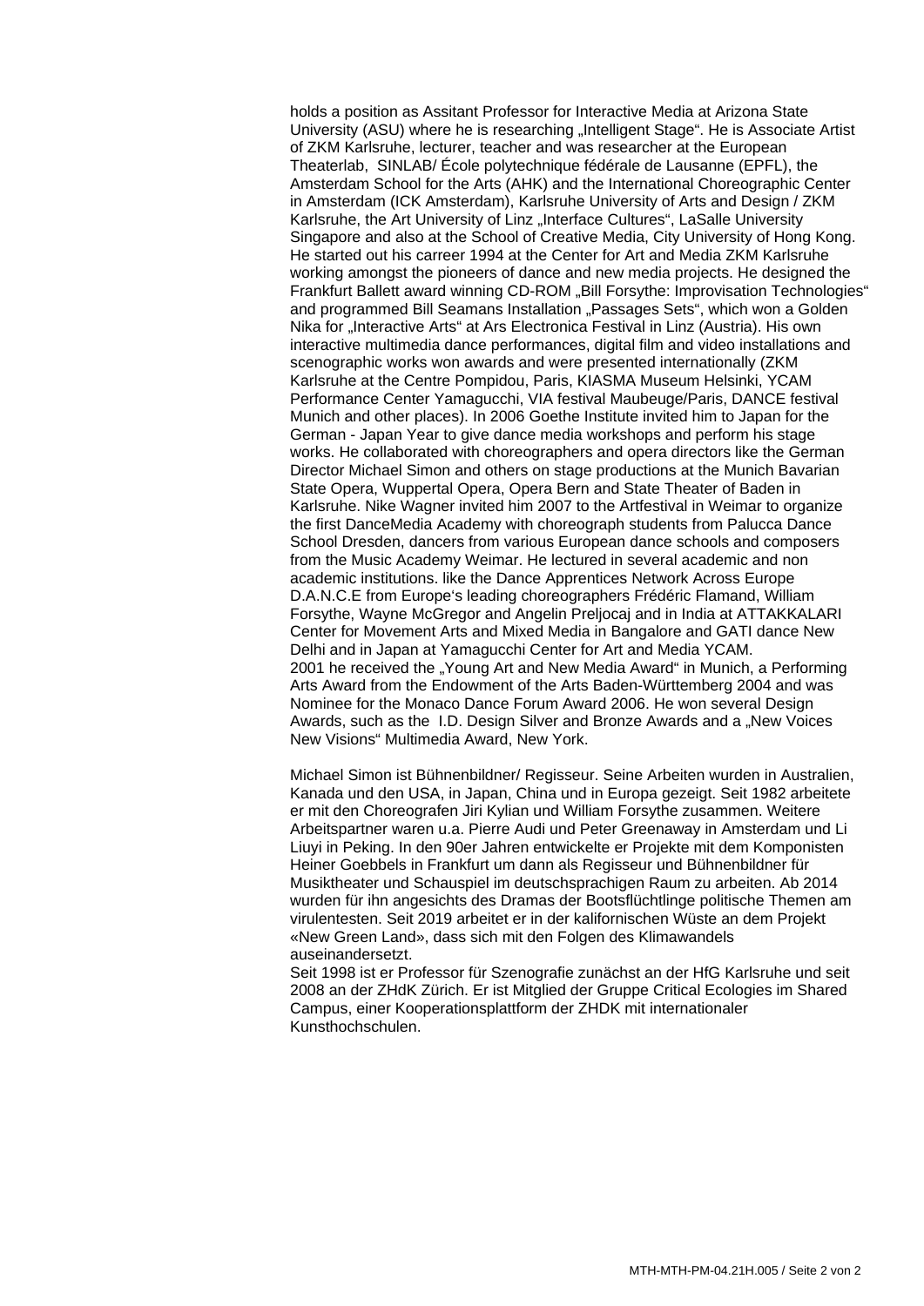holds a position as Assitant Professor for Interactive Media at Arizona State University (ASU) where he is researching „Intelligent Stage". He is Associate Artist of ZKM Karlsruhe, lecturer, teacher and was researcher at the European Theaterlab, SINLAB/ École polytechnique fédérale de Lausanne (EPFL), the Amsterdam School for the Arts (AHK) and the International Choreographic Center in Amsterdam (ICK Amsterdam), Karlsruhe University of Arts and Design / ZKM Karlsruhe, the Art University of Linz „Interface Cultures", LaSalle University Singapore and also at the School of Creative Media, City University of Hong Kong. He started out his carreer 1994 at the Center for Art and Media ZKM Karlsruhe working amongst the pioneers of dance and new media projects. He designed the Frankfurt Ballett award winning CD-ROM „Bill Forsythe: Improvisation Technologies" and programmed Bill Seamans Installation „Passages Sets", which won a Golden Nika for „Interactive Arts" at Ars Electronica Festival in Linz (Austria). His own interactive multimedia dance performances, digital film and video installations and scenographic works won awards and were presented internationally (ZKM Karlsruhe at the Centre Pompidou, Paris, KIASMA Museum Helsinki, YCAM Performance Center Yamagucchi, VIA festival Maubeuge/Paris, DANCE festival Munich and other places). In 2006 Goethe Institute invited him to Japan for the German - Japan Year to give dance media workshops and perform his stage works. He collaborated with choreographers and opera directors like the German Director Michael Simon and others on stage productions at the Munich Bavarian State Opera, Wuppertal Opera, Opera Bern and State Theater of Baden in Karlsruhe. Nike Wagner invited him 2007 to the Artfestival in Weimar to organize the first DanceMedia Academy with choreograph students from Palucca Dance School Dresden, dancers from various European dance schools and composers from the Music Academy Weimar. He lectured in several academic and non academic institutions. like the Dance Apprentices Network Across Europe D.A.N.C.E from Europe's leading choreographers Frédéric Flamand, William Forsythe, Wayne McGregor and Angelin Preljocaj and in India at ATTAKKALARI Center for Movement Arts and Mixed Media in Bangalore and GATI dance New Delhi and in Japan at Yamagucchi Center for Art and Media YCAM.
2001 he received the „Young Art and New Media Award" in Munich, a Performing Arts Award from the Endowment of the Arts Baden-Württemberg 2004 and was Nominee for the Monaco Dance Forum Award 2006. He won several Design Awards, such as the I.D. Design Silver and Bronze Awards and a „New Voices New Visions" Multimedia Award, New York.

Michael Simon ist Bühnenbildner/ Regisseur. Seine Arbeiten wurden in Australien, Kanada und den USA, in Japan, China und in Europa gezeigt. Seit 1982 arbeitete er mit den Choreografen Jiri Kylian und William Forsythe zusammen. Weitere Arbeitspartner waren u.a. Pierre Audi und Peter Greenaway in Amsterdam und Li Liuyi in Peking. In den 90er Jahren entwickelte er Projekte mit dem Komponisten Heiner Goebbels in Frankfurt um dann als Regisseur und Bühnenbildner für Musiktheater und Schauspiel im deutschsprachigen Raum zu arbeiten. Ab 2014 wurden für ihn angesichts des Dramas der Bootsflüchtlinge politische Themen am virulentesten. Seit 2019 arbeitet er in der kalifornischen Wüste an dem Projekt «New Green Land», dass sich mit den Folgen des Klimawandels auseinandersetzt.
Seit 1998 ist er Professor für Szenografie zunächst an der HfG Karlsruhe und seit 2008 an der ZHdK Zürich. Er ist Mitglied der Gruppe Critical Ecologies im Shared Campus, einer Kooperationsplattform der ZHDK mit internationaler Kunsthochschulen.